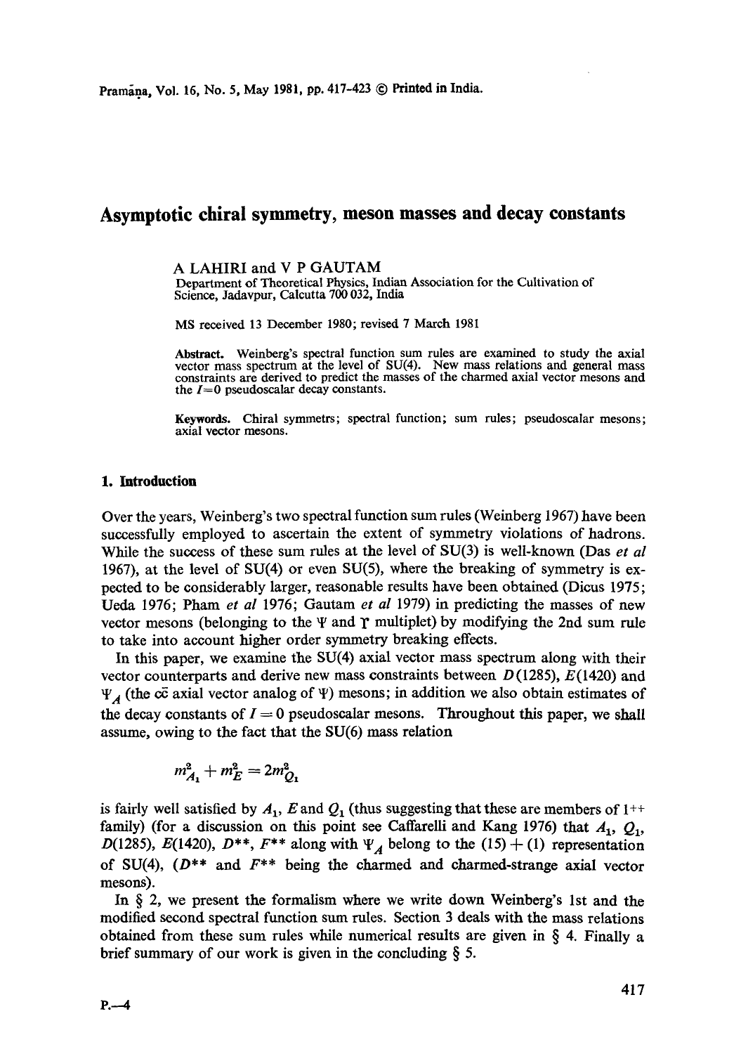# Asymptotic chiral symmetry, meson masses and decay constants

A LAHIRI and V P GAUTAM

Department of Theoretical Physics, Indian Association for the Cultivation of Science, Jadavpur, Calcutta 700 032, India

MS received 13 December 1980; revised 7 March 1981

**Abstract.** Weinberg's spectral function sum rules are examined to study the axial vector mass spectrum at the level of SU(4). New mass relations and general mass constraints are derived to predict the masses of the charmed axial vector mesons and the $I=0$ pseudoscalar decay constants.

**Keywords.** Chiral symmetrs; spectral function; sum rules; pseudoscalar mesons; axial vector mesons.

## 1. Introduction

Over the years, Weinberg's two spectral function sum rules (Weinberg 1967) have been successfully employed to ascertain the extent of symmetry violations of hadrons. While the success of these sum rules at the level of SU(3) is well-known (Das *et al* 1967), at the level of SU(4) or even SU(5), where the breaking of symmetry is expected to be considerably larger, reasonable results have been obtained (Dicus 1975; Ueda 1976; Pham *et al* 1976; Gautam *et al* 1979) in predicting the masses of new vector mesons (belonging to the $\Psi$ and $\Upsilon$ multiplet) by modifying the 2nd sum rule to take into account higher order symmetry breaking effects.

In this paper, we examine the SU(4) axial vector mass spectrum along with their vector counterparts and derive new mass constraints between $D(1285)$, $E(1420)$ and $\Psi_A$ (the $c\bar{c}$ axial vector analog of $\Psi$) mesons; in addition we also obtain estimates of the decay constants of $I=0$ pseudoscalar mesons. Throughout this paper, we shall assume, owing to the fact that the SU(6) mass relation

$$m^2_{A_1} + m^2_E = 2m^2_{Q_1}$$

is fairly well satisfied by $A_1$, $E$ and $Q_1$ (thus suggesting that these are members of $1^{++}$ family) (for a discussion on this point see Caffarelli and Kang 1976) that $A_1$, $Q_1$, $D(1285)$, $E(1420)$, $D^{**}$, $F^{**}$ along with $\Psi_A$ belong to the $(15)+(1)$ representation of SU(4), ($D^{**}$ and $F^{**}$ being the charmed and charmed-strange axial vector mesons).

In § 2, we present the formalism where we write down Weinberg's 1st and the modified second spectral function sum rules. Section 3 deals with the mass relations obtained from these sum rules while numerical results are given in § 4. Finally a brief summary of our work is given in the concluding § 5.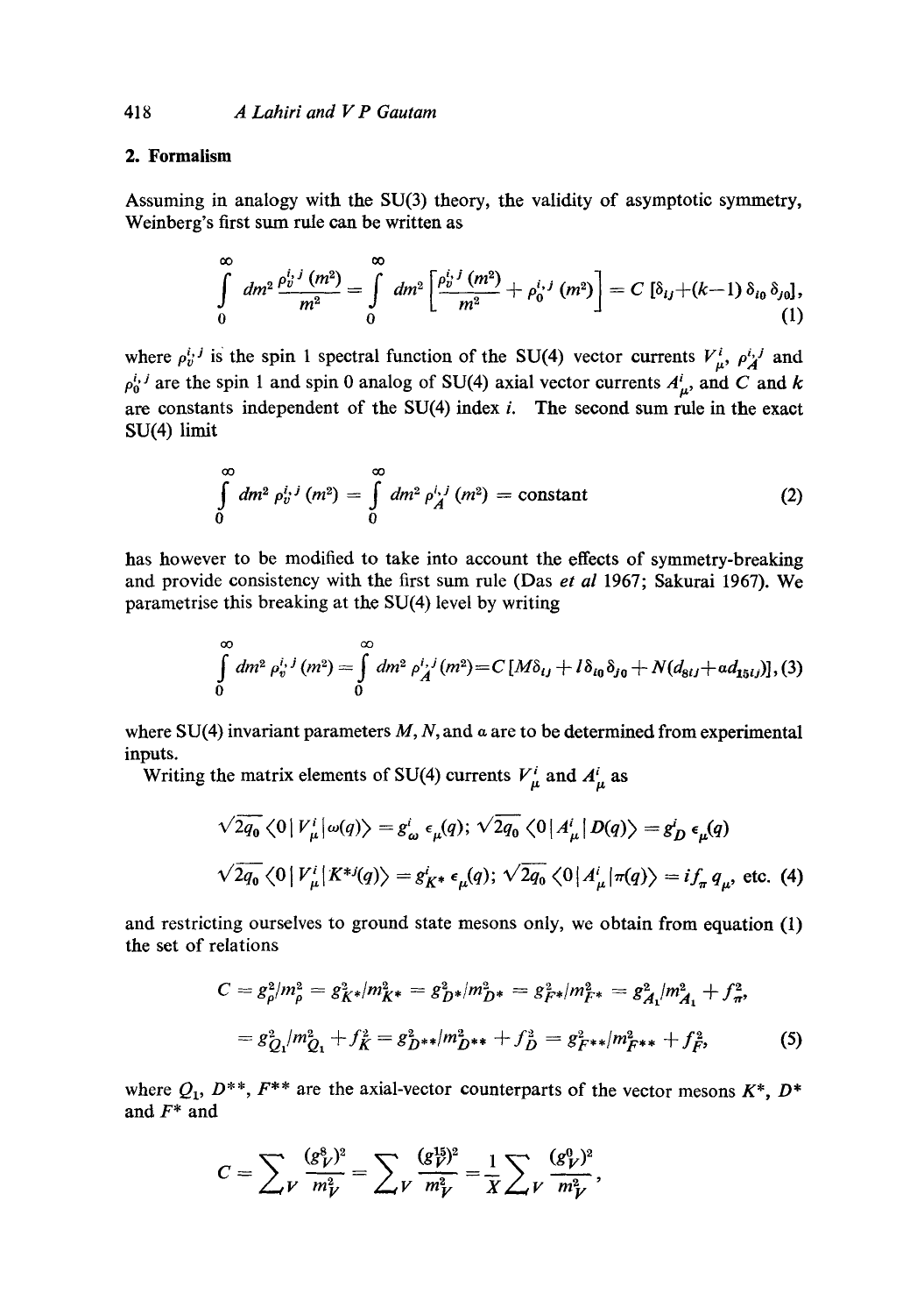## 2. Formalism

Assuming in analogy with the SU(3) theory, the validity of asymptotic symmetry, Weinberg's first sum rule can be written as

$$\int_0^\infty dm^2 \frac{\rho_v^{i,j}(m^2)}{m^2} = \int_0^\infty dm^2 \left[\frac{\rho_v^{i,j}(m^2)}{m^2} + \rho_0^{i,j}(m^2)\right] = C\,[\delta_{ij}+(k-1)\,\delta_{i0}\,\delta_{j0}], \tag{1}$$

where $\rho_v^{i,j}$ is the spin 1 spectral function of the SU(4) vector currents $V_\mu^i$, $\rho_A^{i,j}$ and $\rho_0^{i,j}$ are the spin 1 and spin 0 analog of SU(4) axial vector currents $A_\mu^i$, and $C$ and $k$ are constants independent of the SU(4) index $i$. The second sum rule in the exact SU(4) limit

$$\int_0^\infty dm^2\, \rho_v^{i,j}(m^2) = \int_0^\infty dm^2\, \rho_A^{i,j}(m^2) = \text{constant} \tag{2}$$

has however to be modified to take into account the effects of symmetry-breaking and provide consistency with the first sum rule (Das *et al* 1967; Sakurai 1967). We parametrise this breaking at the SU(4) level by writing

$$\int_0^\infty dm^2\, \rho_v^{i,j}(m^2) = \int_0^\infty dm^2\, \rho_A^{i,j}(m^2) = C\,[M\delta_{ij} + l\,\delta_{i0}\,\delta_{j0} + N(d_{8ij}+a d_{15ij})], \tag{3}$$

where SU(4) invariant parameters $M$, $N$, and $a$ are to be determined from experimental inputs.

Writing the matrix elements of SU(4) currents $V_\mu^i$ and $A_\mu^i$ as

$$\sqrt{2q_0}\,\langle 0\,|\,V_\mu^i\,|\,\omega(q)\rangle = g_\omega^i\,\epsilon_\mu(q);\; \sqrt{2q_0}\,\langle 0\,|\,A_\mu^i\,|\,D(q)\rangle = g_D^i\,\epsilon_\mu(q)$$

$$\sqrt{2q_0}\,\langle 0\,|\,V_\mu^i\,|\,K^{*j}(q)\rangle = g_{K^*}^i\,\epsilon_\mu(q);\; \sqrt{2q_0}\,\langle 0\,|\,A_\mu^i\,|\,\pi(q)\rangle = i f_\pi\, q_\mu, \text{ etc.} \tag{4}$$

and restricting ourselves to ground state mesons only, we obtain from equation (1) the set of relations

$$C = g_\rho^2/m_\rho^2 = g_{K^*}^2/m_{K^*}^2 = g_{D^*}^2/m_{D^*}^2 = g_{F^*}^2/m_{F^*}^2 = g_{A_1}^2/m_{A_1}^2 + f_\pi^2,$$

$$= g_{Q_1}^2/m_{Q_1}^2 + f_K^2 = g_{D^{**}}^2/m_{D^{**}}^2 + f_D^2 = g_{F^{**}}^2/m_{F^{**}}^2 + f_F^2, \tag{5}$$

where $Q_1$, $D^{**}$, $F^{**}$ are the axial-vector counterparts of the vector mesons $K^*$, $D^*$ and $F^*$ and

$$C = \sum_V \frac{(g_V^8)^2}{m_V^2} = \sum_V \frac{(g_V^{15})^2}{m_V^2} = \frac{1}{X}\sum_V \frac{(g_V^0)^2}{m_V^2},$$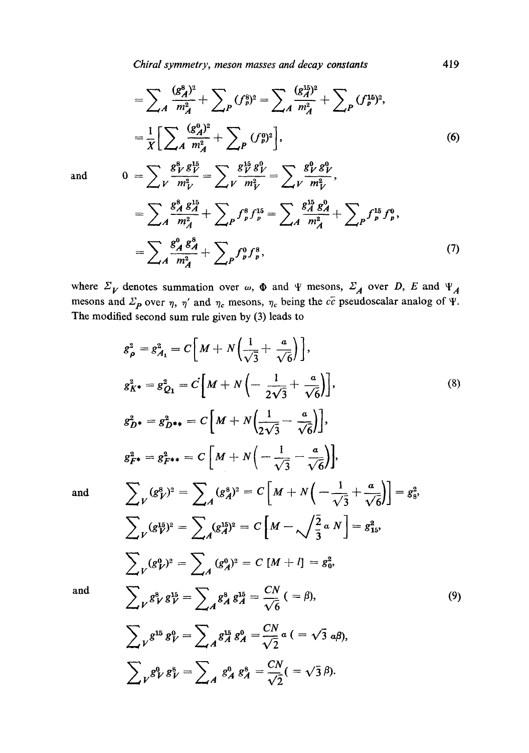$$= \sum_A \frac{(g_A^8)^2}{m_A^2} + \sum_P (f_p^8)^2 = \sum_A \frac{(g_A^{15})^2}{m_A^2} + \sum_P (f_p^{15})^2,$$

$$= \frac{1}{X}\left[\sum_A \frac{(g_A^0)^2}{m_A^2} + \sum_P (f_p^0)^2\right], \tag{6}$$

and

$$0 = \sum_V \frac{g_V^8 g_V^{15}}{m_V^2} = \sum_V \frac{g_V^{15} g_V^0}{m_V^2} = \sum_V \frac{g_V^0 g_V^8}{m_V^2},$$

$$= \sum_A \frac{g_A^8 g_A^{15}}{m_A^2} + \sum_P f_p^8 f_p^{15} = \sum_A \frac{g_A^{15} g_A^0}{m_A^2} + \sum_P f_p^{15} f_p^0,$$

$$= \sum_A \frac{g_A^0 g_A^8}{m_A^2} + \sum_P f_p^0 f_p^8, \tag{7}$$

where $\Sigma_V$ denotes summation over $\omega$, $\Phi$ and $\Psi$ mesons, $\Sigma_A$ over $D$, $E$ and $\Psi_A$ mesons and $\Sigma_P$ over $\eta$, $\eta'$ and $\eta_c$ mesons, $\eta_c$ being the $c\bar{c}$ pseudoscalar analog of $\Psi$. The modified second sum rule given by (3) leads to

$$g_\rho^2 = g_{A_1}^2 = C\left[M + N\left(\frac{1}{\sqrt{3}} + \frac{a}{\sqrt{6}}\right)\right],$$

$$g_{K^*}^2 = g_{Q_1}^2 = C\left[M + N\left(-\frac{1}{2\sqrt{3}} + \frac{a}{\sqrt{6}}\right)\right], \tag{8}$$

$$g_{D^*}^2 = g_{D^{**}}^2 = C\left[M + N\left(\frac{1}{2\sqrt{3}} - \frac{a}{\sqrt{6}}\right)\right],$$

$$g_{F^*}^2 = g_{F^{**}}^2 = C\left[M + N\left(-\frac{1}{\sqrt{3}} - \frac{a}{\sqrt{6}}\right)\right],$$

and

$$\sum_V (g_V^8)^2 = \sum_A (g_A^8)^2 = C\left[M + N\left(-\frac{1}{\sqrt{3}} + \frac{a}{\sqrt{6}}\right)\right] = g_8^2,$$

$$\sum_V (g_V^{15})^2 = \sum_A (g_A^{15})^2 = C\left[M - \sqrt{\frac{2}{3}}\, a\, N\right] = g_{15}^2,$$

$$\sum_V (g_V^0)^2 = \sum_A (g_A^0)^2 = C\,[M + l] = g_0^2,$$

and

$$\sum_V g_V^8 g_V^{15} = \sum_A g_A^8 g_A^{15} = \frac{CN}{\sqrt{6}}\ (= \beta), \tag{9}$$

$$\sum_V g^{15} g_V^0 = \sum_A g_A^{15} g_A^0 = \frac{CN}{\sqrt{2}}\, a\ (= \sqrt{3}\, a\beta),$$

$$\sum_V g_V^0 g_V^8 = \sum_A g_A^0 g_A^8 = \frac{CN}{\sqrt{2}}\ (= \sqrt{3}\, \beta).$$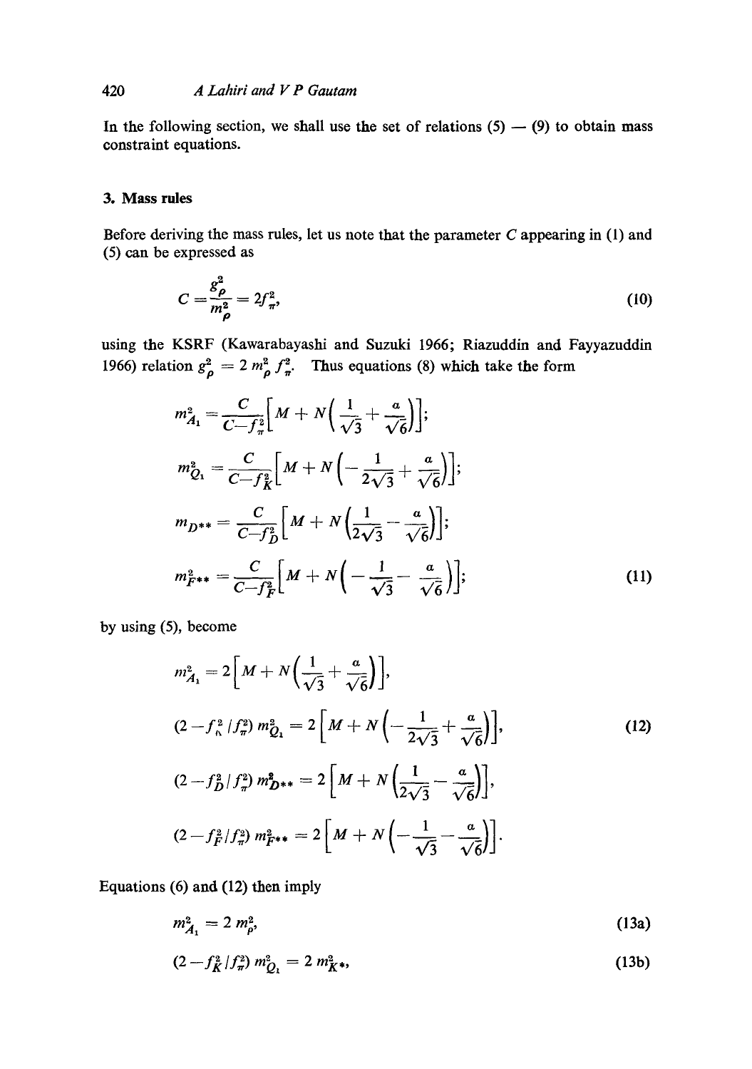In the following section, we shall use the set of relations (5) — (9) to obtain mass constraint equations.

## 3. Mass rules

Before deriving the mass rules, let us note that the parameter $C$ appearing in (1) and (5) can be expressed as

$$C = \frac{g_\rho^2}{m_\rho^2} = 2f_\pi^2, \tag{10}$$

using the KSRF (Kawarabayashi and Suzuki 1966; Riazuddin and Fayyazuddin 1966) relation $g_\rho^2 = 2\, m_\rho^2\, f_\pi^2$. Thus equations (8) which take the form

$$
\begin{aligned}
m_{A_1}^2 &= \frac{C}{C - f_\pi^2}\left[M + N\left(\frac{1}{\sqrt{3}} + \frac{a}{\sqrt{6}}\right)\right];\\
m_{Q_1}^2 &= \frac{C}{C - f_K^2}\left[M + N\left(-\frac{1}{2\sqrt{3}} + \frac{a}{\sqrt{6}}\right)\right];\\
m_{D^{**}} &= \frac{C}{C - f_D^2}\left[M + N\left(\frac{1}{2\sqrt{3}} - \frac{a}{\sqrt{6}}\right)\right];\\
m_{F^{**}}^2 &= \frac{C}{C - f_F^2}\left[M + N\left(-\frac{1}{\sqrt{3}} - \frac{a}{\sqrt{6}}\right)\right];
\end{aligned} \tag{11}
$$

by using (5), become

$$
\begin{aligned}
m_{A_1}^2 &= 2\left[M + N\left(\frac{1}{\sqrt{3}} + \frac{a}{\sqrt{6}}\right)\right],\\
(2 - f_K^2/f_\pi^2)\, m_{Q_1}^2 &= 2\left[M + N\left(-\frac{1}{2\sqrt{3}} + \frac{a}{\sqrt{6}}\right)\right],\\
(2 - f_D^2/f_\pi^2)\, m_{D^{**}}^2 &= 2\left[M + N\left(\frac{1}{2\sqrt{3}} - \frac{a}{\sqrt{6}}\right)\right],\\
(2 - f_F^2/f_\pi^2)\, m_{F^{**}}^2 &= 2\left[M + N\left(-\frac{1}{\sqrt{3}} - \frac{a}{\sqrt{6}}\right)\right].
\end{aligned} \tag{12}
$$

Equations (6) and (12) then imply

$$m_{A_1}^2 = 2\, m_\rho^2, \tag{13a}$$

$$(2 - f_K^2/f_\pi^2)\, m_{Q_1}^2 = 2\, m_{K^*}^2, \tag{13b}$$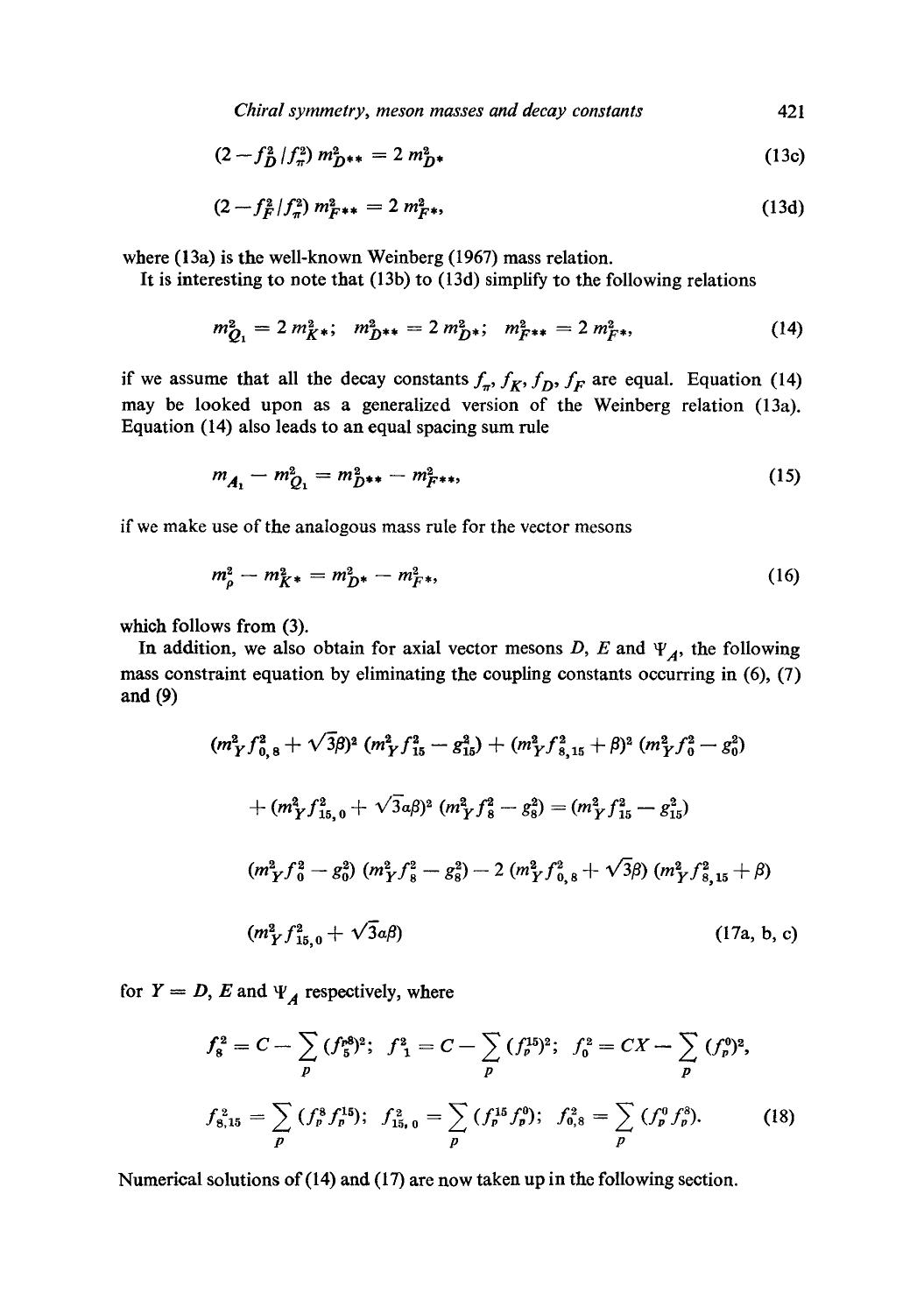$$(2 - f_D^2/f_\pi^2)\, m_{D^{**}}^2 = 2\, m_{D^*}^2 \tag{13c}$$

$$(2 - f_F^2/f_\pi^2)\, m_{F^{**}}^2 = 2\, m_{F^*}^2, \tag{13d}$$

where (13a) is the well-known Weinberg (1967) mass relation.

It is interesting to note that (13b) to (13d) simplify to the following relations

$$m_{Q_1}^2 = 2\, m_{K^*}^2; \quad m_{D^{**}}^2 = 2\, m_{D^*}^2; \quad m_{F^{**}}^2 = 2\, m_{F^*}^2, \tag{14}$$

if we assume that all the decay constants $f_\pi$, $f_K$, $f_D$, $f_F$ are equal. Equation (14) may be looked upon as a generalized version of the Weinberg relation (13a). Equation (14) also leads to an equal spacing sum rule

$$m_{A_1} - m_{Q_1}^2 = m_{D^{**}}^2 - m_{F^{**}}^2, \tag{15}$$

if we make use of the analogous mass rule for the vector mesons

$$m_\rho^2 - m_{K^*}^2 = m_{D^*}^2 - m_{F^*}^2, \tag{16}$$

which follows from (3).

In addition, we also obtain for axial vector mesons $D$, $E$ and $\Psi_A$, the following mass constraint equation by eliminating the coupling constants occurring in (6), (7) and (9)

$$\begin{aligned}
&(m_Y^2 f_{0,8}^2 + \sqrt{3}\beta)^2\, (m_Y^2 f_{15}^2 - g_{15}^2) + (m_Y^2 f_{8,15}^2 + \beta)^2\, (m_Y^2 f_0^2 - g_0^2) \\
&+ (m_Y^2 f_{15,0}^2 + \sqrt{3}\alpha\beta)^2\, (m_Y^2 f_8^2 - g_8^2) = (m_Y^2 f_{15}^2 - g_{15}^2) \\
&(m_Y^2 f_0^2 - g_0^2)\, (m_Y^2 f_8^2 - g_8^2) - 2\, (m_Y^2 f_{0,8}^2 + \sqrt{3}\beta)\, (m_Y^2 f_{8,15}^2 + \beta) \\
&(m_Y^2 f_{15,0}^2 + \sqrt{3}\alpha\beta)
\end{aligned} \tag{17a, b, c}$$

for $Y = D$, $E$ and $\Psi_A$ respectively, where

$$\begin{aligned}
&f_8^2 = C - \sum_p (f_5^{p8})^2; \quad f_1^2 = C - \sum_p (f_p^{15})^2; \quad f_0^2 = CX - \sum_p (f_p^0)^2, \\
&f_{8,15}^2 = \sum_p (f_p^8 f_p^{15}); \quad f_{15,0}^2 = \sum_p (f_p^{15} f_p^0); \quad f_{0,8}^2 = \sum_p (f_p^0 f_p^8).
\end{aligned} \tag{18}$$

Numerical solutions of (14) and (17) are now taken up in the following section.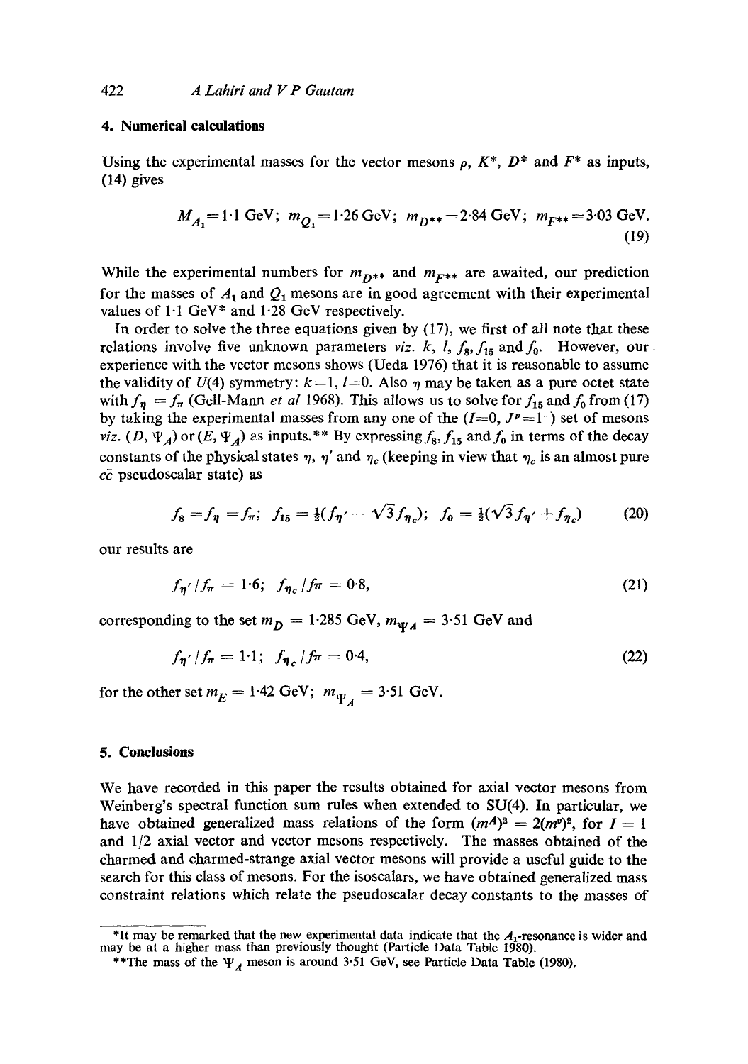## 4. Numerical calculations

Using the experimental masses for the vector mesons $\rho$, $K^*$, $D^*$ and $F^*$ as inputs, (14) gives

$$M_{A_1} = 1{\cdot}1 \text{ GeV}; \quad m_{Q_1} = 1{\cdot}26 \text{ GeV}; \quad m_{D^{**}} = 2{\cdot}84 \text{ GeV}; \quad m_{F^{**}} = 3{\cdot}03 \text{ GeV}. \tag{19}$$

While the experimental numbers for $m_{D^{**}}$ and $m_{F^{**}}$ are awaited, our prediction for the masses of $A_1$ and $Q_1$ mesons are in good agreement with their experimental values of 1·1 GeV* and 1·28 GeV respectively.

In order to solve the three equations given by (17), we first of all note that these relations involve five unknown parameters *viz.* $k$, $l$, $f_8, f_{15}$ and $f_0$. However, our experience with the vector mesons shows (Ueda 1976) that it is reasonable to assume the validity of $U(4)$ symmetry: $k=1$, $l=0$. Also $\eta$ may be taken as a pure octet state with $f_\eta = f_\pi$ (Gell-Mann *et al* 1968). This allows us to solve for $f_{15}$ and $f_0$ from (17) by taking the experimental masses from any one of the ($I=0$, $J^P=1^+$) set of mesons *viz.* $(D, \Psi_A)$ or $(E, \Psi_A)$ as inputs.** By expressing $f_8, f_{15}$ and $f_0$ in terms of the decay constants of the physical states $\eta$, $\eta'$ and $\eta_c$ (keeping in view that $\eta_c$ is an almost pure $c\bar{c}$ pseudoscalar state) as

$$f_8 = f_\eta = f_\pi; \quad f_{15} = \tfrac{1}{2}(f_{\eta'} - \sqrt{3} f_{\eta_c}); \quad f_0 = \tfrac{1}{2}(\sqrt{3} f_{\eta'} + f_{\eta_c}) \tag{20}$$

our results are

$$f_{\eta'}/f_\pi = 1{\cdot}6; \quad f_{\eta_c}/f_\pi = 0{\cdot}8, \tag{21}$$

corresponding to the set $m_D = 1{\cdot}285$ GeV, $m_{\Psi_A} = 3{\cdot}51$ GeV and

$$f_{\eta'}/f_\pi = 1{\cdot}1; \quad f_{\eta_c}/f_\pi = 0{\cdot}4, \tag{22}$$

for the other set $m_E = 1{\cdot}42$ GeV; $m_{\Psi_A} = 3{\cdot}51$ GeV.

## 5. Conclusions

We have recorded in this paper the results obtained for axial vector mesons from Weinberg's spectral function sum rules when extended to SU(4). In particular, we have obtained generalized mass relations of the form $(m^A)^2 = 2(m^v)^2$, for $I = 1$ and $1/2$ axial vector and vector mesons respectively. The masses obtained of the charmed and charmed-strange axial vector mesons will provide a useful guide to the search for this class of mesons. For the isoscalars, we have obtained generalized mass constraint relations which relate the pseudoscalar decay constants to the masses of

*It may be remarked that the new experimental data indicate that the $A_1$-resonance is wider and may be at a higher mass than previously thought (Particle Data Table 1980).

**The mass of the $\Psi_A$ meson is around 3·51 GeV, see Particle Data Table (1980).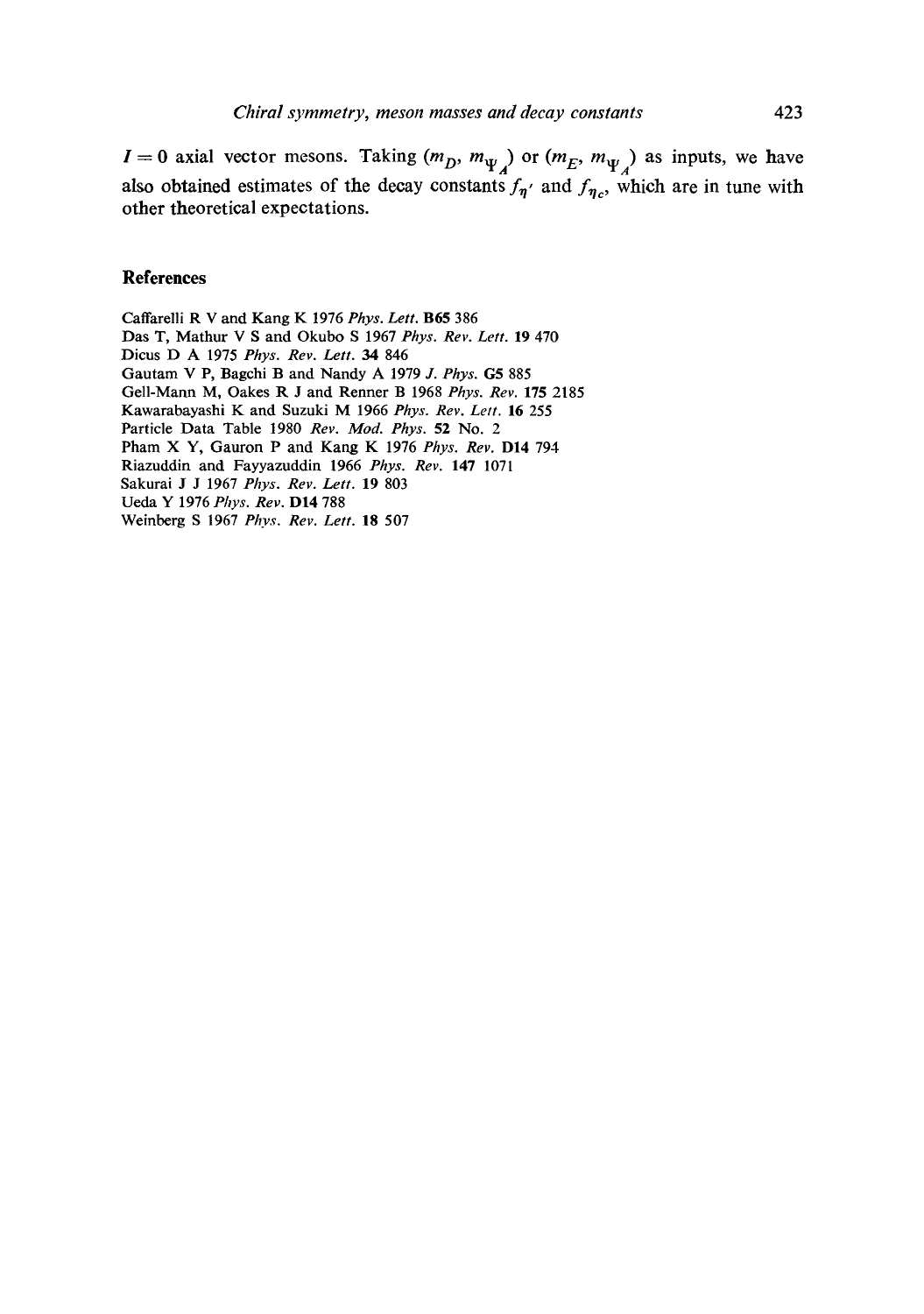$I = 0$ axial vector mesons. Taking $(m_D, m_{\Psi_A})$ or $(m_E, m_{\Psi_A})$ as inputs, we have also obtained estimates of the decay constants $f_{\eta'}$ and $f_{\eta_c}$, which are in tune with other theoretical expectations.

## References

Caffarelli R V and Kang K 1976 *Phys. Lett.* **B65** 386
Das T, Mathur V S and Okubo S 1967 *Phys. Rev. Lett.* **19** 470
Dicus D A 1975 *Phys. Rev. Lett.* **34** 846
Gautam V P, Bagchi B and Nandy A 1979 *J. Phys.* **G5** 885
Gell-Mann M, Oakes R J and Renner B 1968 *Phys. Rev.* **175** 2185
Kawarabayashi K and Suzuki M 1966 *Phys. Rev. Lett.* **16** 255
Particle Data Table 1980 *Rev. Mod. Phys.* **52** No. 2
Pham X Y, Gauron P and Kang K 1976 *Phys. Rev.* **D14** 794
Riazuddin and Fayyazuddin 1966 *Phys. Rev.* **147** 1071
Sakurai J J 1967 *Phys. Rev. Lett.* **19** 803
Ueda Y 1976 *Phys. Rev.* **D14** 788
Weinberg S 1967 *Phys. Rev. Lett.* **18** 507